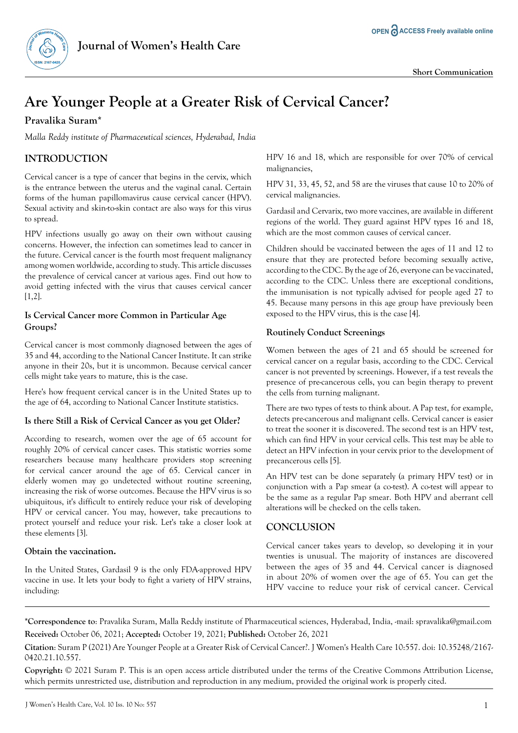# Are Younger People at a Greater Risk of Cervical Cancer?

**Pravalika Suram***

*Malla Reddy institute of Pharmaceutical sciences, Hyderabad, India*

## INTRODUCTION

Cervical cancer is a type of cancer that begins in the cervix, which is the entrance between the uterus and the vaginal canal. Certain forms of the human papillomavirus cause cervical cancer (HPV). Sexual activity and skin-to-skin contact are also ways for this virus to spread.

HPV infections usually go away on their own without causing concerns. However, the infection can sometimes lead to cancer in the future. Cervical cancer is the fourth most frequent malignancy among women worldwide, according to study. This article discusses the prevalence of cervical cancer at various ages. Find out how to avoid getting infected with the virus that causes cervical cancer [1,2].

### Is Cervical Cancer more Common in Particular Age Groups?

Cervical cancer is most commonly diagnosed between the ages of 35 and 44, according to the National Cancer Institute. It can strike anyone in their 20s, but it is uncommon. Because cervical cancer cells might take years to mature, this is the case.

Here's how frequent cervical cancer is in the United States up to the age of 64, according to National Cancer Institute statistics.

### Is there Still a Risk of Cervical Cancer as you get Older?

According to research, women over the age of 65 account for roughly 20% of cervical cancer cases. This statistic worries some researchers because many healthcare providers stop screening for cervical cancer around the age of 65. Cervical cancer in elderly women may go undetected without routine screening, increasing the risk of worse outcomes. Because the HPV virus is so ubiquitous, it's difficult to entirely reduce your risk of developing HPV or cervical cancer. You may, however, take precautions to protect yourself and reduce your risk. Let's take a closer look at these elements [3].

### Obtain the vaccination.

In the United States, Gardasil 9 is the only FDA-approved HPV vaccine in use. It lets your body to fight a variety of HPV strains, including:

HPV 16 and 18, which are responsible for over 70% of cervical malignancies,

HPV 31, 33, 45, 52, and 58 are the viruses that cause 10 to 20% of cervical malignancies.

Gardasil and Cervarix, two more vaccines, are available in different regions of the world. They guard against HPV types 16 and 18, which are the most common causes of cervical cancer.

Children should be vaccinated between the ages of 11 and 12 to ensure that they are protected before becoming sexually active, according to the CDC. By the age of 26, everyone can be vaccinated, according to the CDC. Unless there are exceptional conditions, the immunisation is not typically advised for people aged 27 to 45. Because many persons in this age group have previously been exposed to the HPV virus, this is the case [4].

### Routinely Conduct Screenings

Women between the ages of 21 and 65 should be screened for cervical cancer on a regular basis, according to the CDC. Cervical cancer is not prevented by screenings. However, if a test reveals the presence of pre-cancerous cells, you can begin therapy to prevent the cells from turning malignant.

There are two types of tests to think about. A Pap test, for example, detects pre-cancerous and malignant cells. Cervical cancer is easier to treat the sooner it is discovered. The second test is an HPV test, which can find HPV in your cervical cells. This test may be able to detect an HPV infection in your cervix prior to the development of precancerous cells [5].

An HPV test can be done separately (a primary HPV test) or in conjunction with a Pap smear (a co-test). A co-test will appear to be the same as a regular Pap smear. Both HPV and aberrant cell alterations will be checked on the cells taken.

## CONCLUSION

Cervical cancer takes years to develop, so developing it in your twenties is unusual. The majority of instances are discovered between the ages of 35 and 44. Cervical cancer is diagnosed in about 20% of women over the age of 65. You can get the HPV vaccine to reduce your risk of cervical cancer. Cervical

---

***Correspondence to**: Pravalika Suram, Malla Reddy institute of Pharmaceutical sciences, Hyderabad, India, -mail: spravalika@gmail.com

**Received:** October 06, 2021; **Accepted:** October 19, 2021; **Published:** October 26, 2021

**Citation**: Suram P (2021) Are Younger People at a Greater Risk of Cervical Cancer?. J Women's Health Care 10:557. doi: 10.35248/2167-0420.21.10.557.

**Copyright:** © 2021 Suram P. This is an open access article distributed under the terms of the Creative Commons Attribution License, which permits unrestricted use, distribution and reproduction in any medium, provided the original work is properly cited.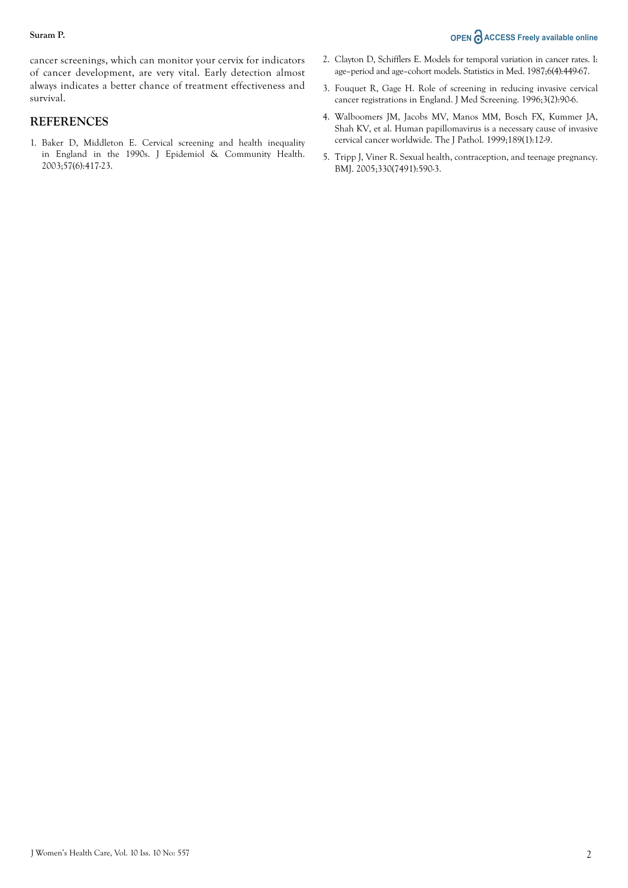cancer screenings, which can monitor your cervix for indicators of cancer development, are very vital. Early detection almost always indicates a better chance of treatment effectiveness and survival.

## REFERENCES

1. Baker D, Middleton E. Cervical screening and health inequality in England in the 1990s. J Epidemiol & Community Health. 2003;57(6):417-23.
2. Clayton D, Schifflers E. Models for temporal variation in cancer rates. I: age–period and age–cohort models. Statistics in Med. 1987;6(4):449-67.
3. Fouquet R, Gage H. Role of screening in reducing invasive cervical cancer registrations in England. J Med Screening. 1996;3(2):90-6.
4. Walboomers JM, Jacobs MV, Manos MM, Bosch FX, Kummer JA, Shah KV, et al. Human papillomavirus is a necessary cause of invasive cervical cancer worldwide. The J Pathol. 1999;189(1):12-9.
5. Tripp J, Viner R. Sexual health, contraception, and teenage pregnancy. BMJ. 2005;330(7491):590-3.